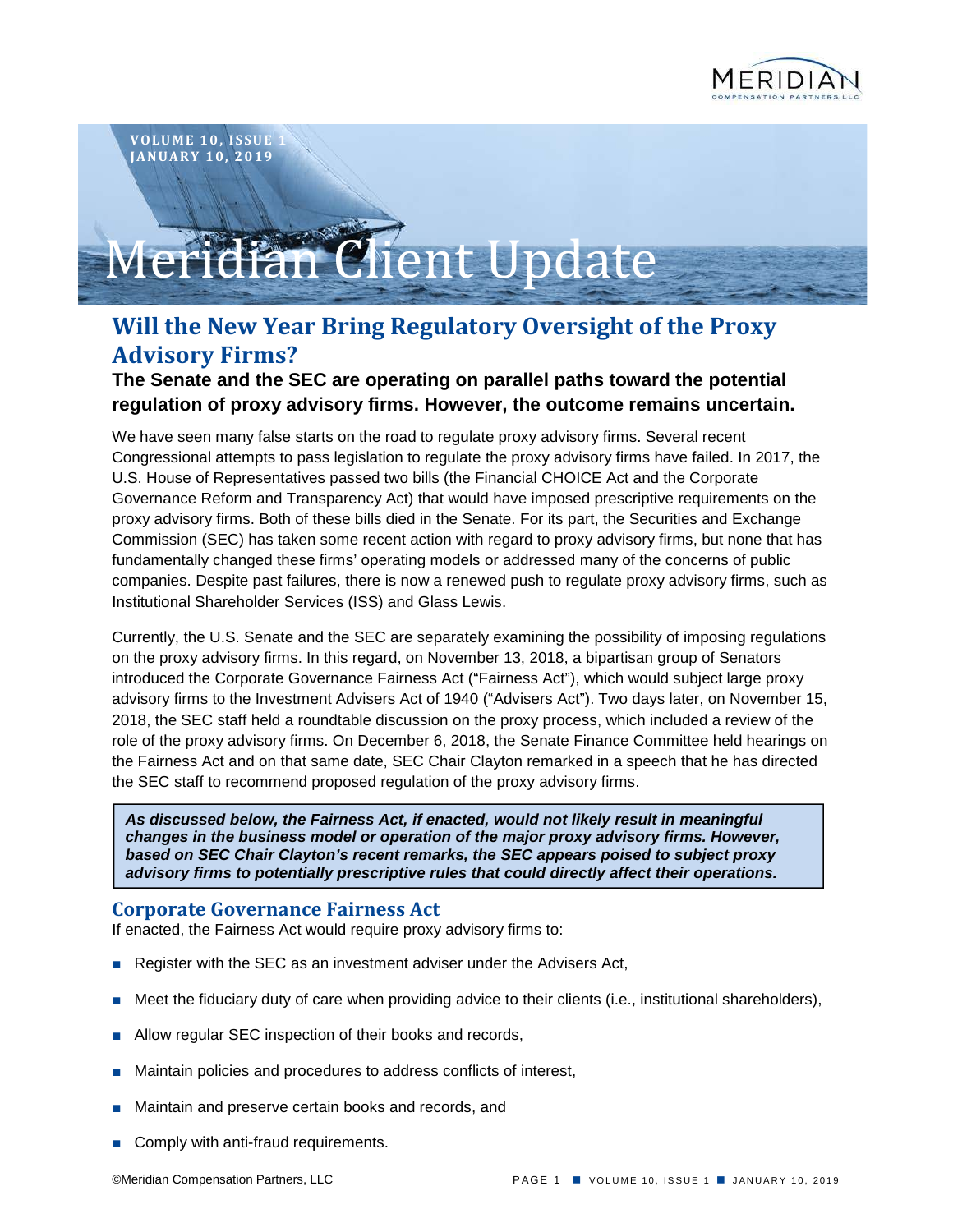# Meridian Client Update

## Will the New Year Bring Regulatory Oversight of the Proxy Advisory Firms?

### The Senate and the SEC are operating on parallel paths toward the potential regulation of proxy advisory firms. However, the outcome remains uncertain.

We have seen many false starts on the road to regulate proxy advisory firms. Several recent Congressional attempts to pass legislation to regulate the proxy advisory firms have failed. In 2017, the U.S. House of Representatives passed two bills (the Financial CHOICE Act and the Corporate Governance Reform and Transparency Act) that would have imposed prescriptive requirements on the proxy advisory firms. Both of these bills died in the Senate. For its part, the Securities and Exchange Commission (SEC) has taken some recent action with regard to proxy advisory firms, but none that has fundamentally changed these firms' operating models or addressed many of the concerns of public companies. Despite past failures, there is now a renewed push to regulate proxy advisory firms, such as Institutional Shareholder Services (ISS) and Glass Lewis.

Currently, the U.S. Senate and the SEC are separately examining the possibility of imposing regulations on the proxy advisory firms. In this regard, on November 13, 2018, a bipartisan group of Senators introduced the Corporate Governance Fairness Act ("Fairness Act"), which would subject large proxy advisory firms to the Investment Advisers Act of 1940 ("Advisers Act"). Two days later, on November 15, 2018, the SEC staff held a roundtable discussion on the proxy process, which included a review of the role of the proxy advisory firms. On December 6, 2018, the Senate Finance Committee held hearings on the Fairness Act and on that same date, SEC Chair Clayton remarked in a speech that he has directed the SEC staff to recommend proposed regulation of the proxy advisory firms.

***As discussed below, the Fairness Act, if enacted, would not likely result in meaningful changes in the business model or operation of the major proxy advisory firms. However, based on SEC Chair Clayton's recent remarks, the SEC appears poised to subject proxy advisory firms to potentially prescriptive rules that could directly affect their operations.***

### Corporate Governance Fairness Act

If enacted, the Fairness Act would require proxy advisory firms to:

- Register with the SEC as an investment adviser under the Advisers Act,
- Meet the fiduciary duty of care when providing advice to their clients (i.e., institutional shareholders),
- Allow regular SEC inspection of their books and records,
- Maintain policies and procedures to address conflicts of interest,
- Maintain and preserve certain books and records, and
- Comply with anti-fraud requirements.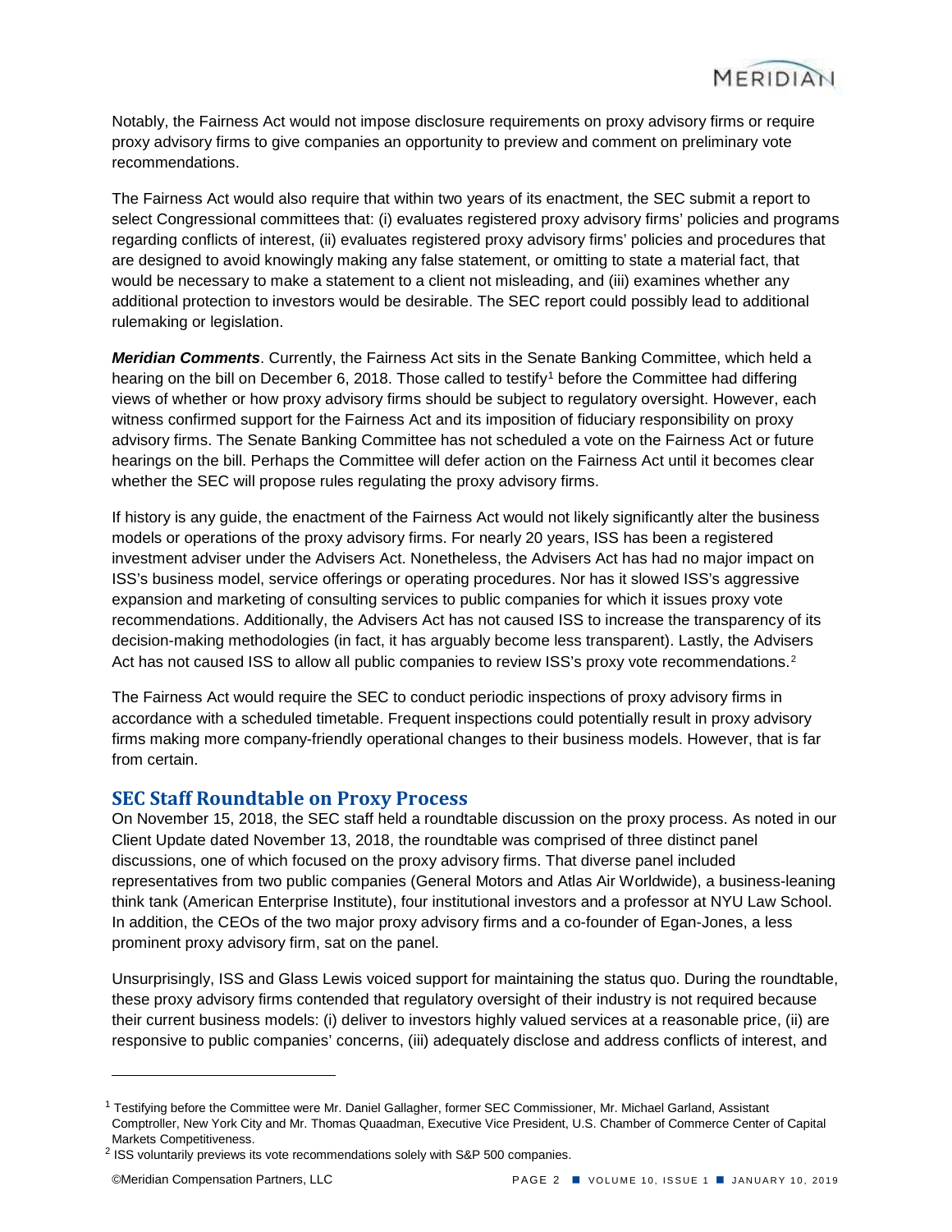Notably, the Fairness Act would not impose disclosure requirements on proxy advisory firms or require proxy advisory firms to give companies an opportunity to preview and comment on preliminary vote recommendations.

The Fairness Act would also require that within two years of its enactment, the SEC submit a report to select Congressional committees that: (i) evaluates registered proxy advisory firms' policies and programs regarding conflicts of interest, (ii) evaluates registered proxy advisory firms' policies and procedures that are designed to avoid knowingly making any false statement, or omitting to state a material fact, that would be necessary to make a statement to a client not misleading, and (iii) examines whether any additional protection to investors would be desirable. The SEC report could possibly lead to additional rulemaking or legislation.

***Meridian Comments***. Currently, the Fairness Act sits in the Senate Banking Committee, which held a hearing on the bill on December 6, 2018. Those called to testify[1] before the Committee had differing views of whether or how proxy advisory firms should be subject to regulatory oversight. However, each witness confirmed support for the Fairness Act and its imposition of fiduciary responsibility on proxy advisory firms. The Senate Banking Committee has not scheduled a vote on the Fairness Act or future hearings on the bill. Perhaps the Committee will defer action on the Fairness Act until it becomes clear whether the SEC will propose rules regulating the proxy advisory firms.

If history is any guide, the enactment of the Fairness Act would not likely significantly alter the business models or operations of the proxy advisory firms. For nearly 20 years, ISS has been a registered investment adviser under the Advisers Act. Nonetheless, the Advisers Act has had no major impact on ISS's business model, service offerings or operating procedures. Nor has it slowed ISS's aggressive expansion and marketing of consulting services to public companies for which it issues proxy vote recommendations. Additionally, the Advisers Act has not caused ISS to increase the transparency of its decision-making methodologies (in fact, it has arguably become less transparent). Lastly, the Advisers Act has not caused ISS to allow all public companies to review ISS's proxy vote recommendations.[2]

The Fairness Act would require the SEC to conduct periodic inspections of proxy advisory firms in accordance with a scheduled timetable. Frequent inspections could potentially result in proxy advisory firms making more company-friendly operational changes to their business models. However, that is far from certain.

## SEC Staff Roundtable on Proxy Process

On November 15, 2018, the SEC staff held a roundtable discussion on the proxy process. As noted in our Client Update dated November 13, 2018, the roundtable was comprised of three distinct panel discussions, one of which focused on the proxy advisory firms. That diverse panel included representatives from two public companies (General Motors and Atlas Air Worldwide), a business-leaning think tank (American Enterprise Institute), four institutional investors and a professor at NYU Law School. In addition, the CEOs of the two major proxy advisory firms and a co-founder of Egan-Jones, a less prominent proxy advisory firm, sat on the panel.

Unsurprisingly, ISS and Glass Lewis voiced support for maintaining the status quo. During the roundtable, these proxy advisory firms contended that regulatory oversight of their industry is not required because their current business models: (i) deliver to investors highly valued services at a reasonable price, (ii) are responsive to public companies' concerns, (iii) adequately disclose and address conflicts of interest, and

[1] Testifying before the Committee were Mr. Daniel Gallagher, former SEC Commissioner, Mr. Michael Garland, Assistant Comptroller, New York City and Mr. Thomas Quaadman, Executive Vice President, U.S. Chamber of Commerce Center of Capital Markets Competitiveness.

[2] ISS voluntarily previews its vote recommendations solely with S&P 500 companies.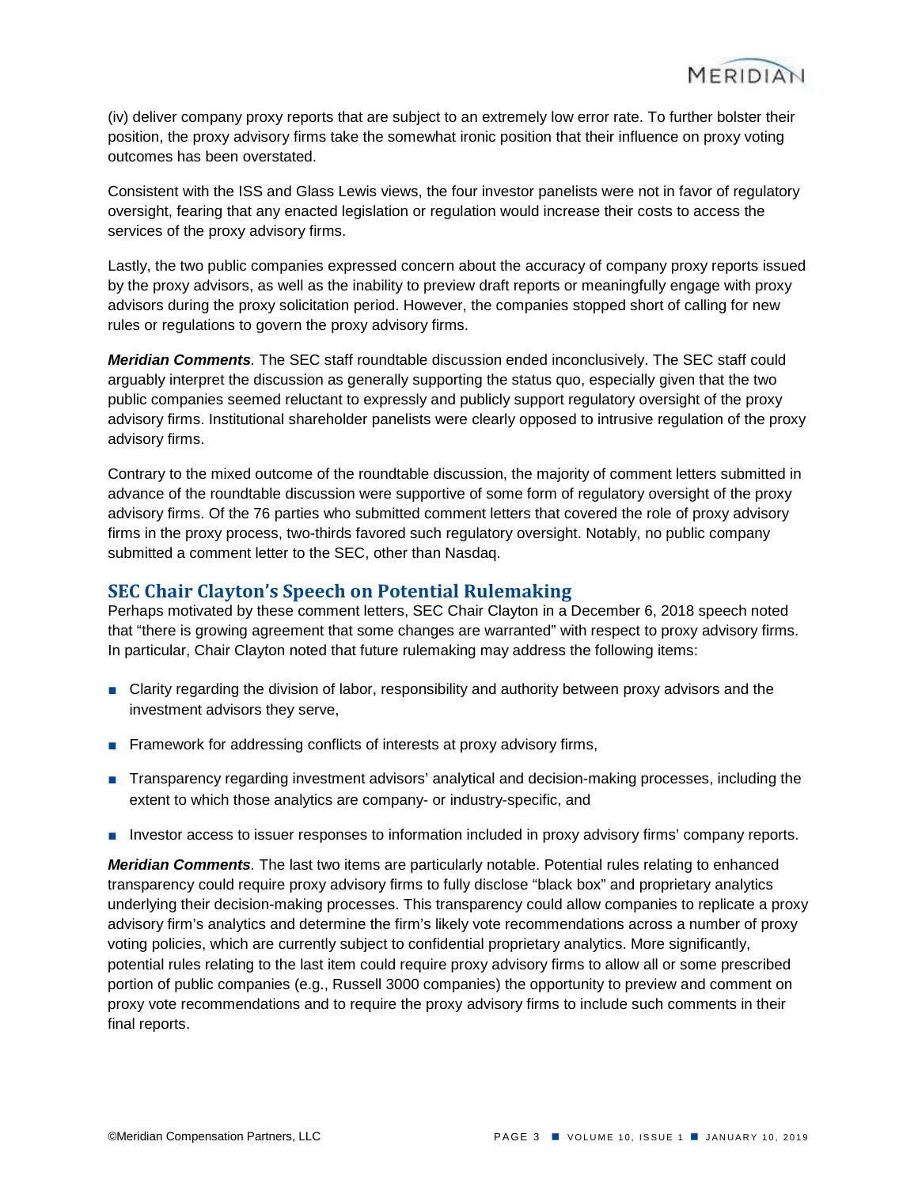(iv) deliver company proxy reports that are subject to an extremely low error rate. To further bolster their position, the proxy advisory firms take the somewhat ironic position that their influence on proxy voting outcomes has been overstated.

Consistent with the ISS and Glass Lewis views, the four investor panelists were not in favor of regulatory oversight, fearing that any enacted legislation or regulation would increase their costs to access the services of the proxy advisory firms.

Lastly, the two public companies expressed concern about the accuracy of company proxy reports issued by the proxy advisors, as well as the inability to preview draft reports or meaningfully engage with proxy advisors during the proxy solicitation period. However, the companies stopped short of calling for new rules or regulations to govern the proxy advisory firms.

***Meridian Comments***. The SEC staff roundtable discussion ended inconclusively. The SEC staff could arguably interpret the discussion as generally supporting the status quo, especially given that the two public companies seemed reluctant to expressly and publicly support regulatory oversight of the proxy advisory firms. Institutional shareholder panelists were clearly opposed to intrusive regulation of the proxy advisory firms.

Contrary to the mixed outcome of the roundtable discussion, the majority of comment letters submitted in advance of the roundtable discussion were supportive of some form of regulatory oversight of the proxy advisory firms. Of the 76 parties who submitted comment letters that covered the role of proxy advisory firms in the proxy process, two-thirds favored such regulatory oversight. Notably, no public company submitted a comment letter to the SEC, other than Nasdaq.

## SEC Chair Clayton's Speech on Potential Rulemaking

Perhaps motivated by these comment letters, SEC Chair Clayton in a December 6, 2018 speech noted that "there is growing agreement that some changes are warranted" with respect to proxy advisory firms. In particular, Chair Clayton noted that future rulemaking may address the following items:

- Clarity regarding the division of labor, responsibility and authority between proxy advisors and the investment advisors they serve,
- Framework for addressing conflicts of interests at proxy advisory firms,
- Transparency regarding investment advisors' analytical and decision-making processes, including the extent to which those analytics are company- or industry-specific, and
- Investor access to issuer responses to information included in proxy advisory firms' company reports.

***Meridian Comments***. The last two items are particularly notable. Potential rules relating to enhanced transparency could require proxy advisory firms to fully disclose "black box" and proprietary analytics underlying their decision-making processes. This transparency could allow companies to replicate a proxy advisory firm's analytics and determine the firm's likely vote recommendations across a number of proxy voting policies, which are currently subject to confidential proprietary analytics. More significantly, potential rules relating to the last item could require proxy advisory firms to allow all or some prescribed portion of public companies (e.g., Russell 3000 companies) the opportunity to preview and comment on proxy vote recommendations and to require the proxy advisory firms to include such comments in their final reports.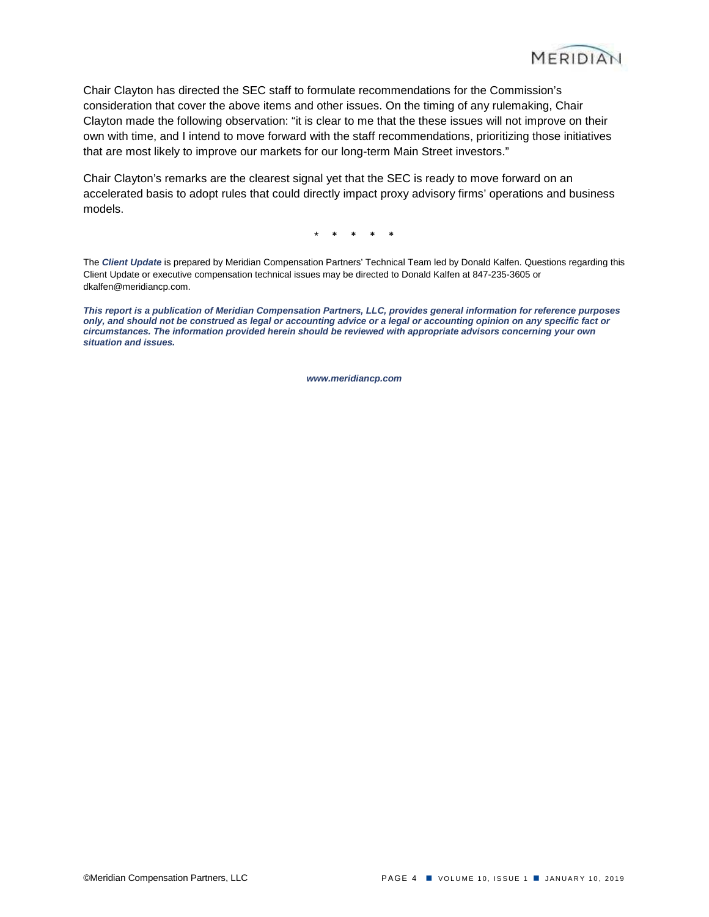Chair Clayton has directed the SEC staff to formulate recommendations for the Commission's consideration that cover the above items and other issues. On the timing of any rulemaking, Chair Clayton made the following observation: "it is clear to me that the these issues will not improve on their own with time, and I intend to move forward with the staff recommendations, prioritizing those initiatives that are most likely to improve our markets for our long-term Main Street investors."

Chair Clayton's remarks are the clearest signal yet that the SEC is ready to move forward on an accelerated basis to adopt rules that could directly impact proxy advisory firms' operations and business models.

\* \* \* \* \*

The ***Client Update*** is prepared by Meridian Compensation Partners' Technical Team led by Donald Kalfen. Questions regarding this Client Update or executive compensation technical issues may be directed to Donald Kalfen at 847-235-3605 or dkalfen@meridiancp.com.

***This report is a publication of Meridian Compensation Partners, LLC, provides general information for reference purposes only, and should not be construed as legal or accounting advice or a legal or accounting opinion on any specific fact or circumstances. The information provided herein should be reviewed with appropriate advisors concerning your own situation and issues.***

***www.meridiancp.com***